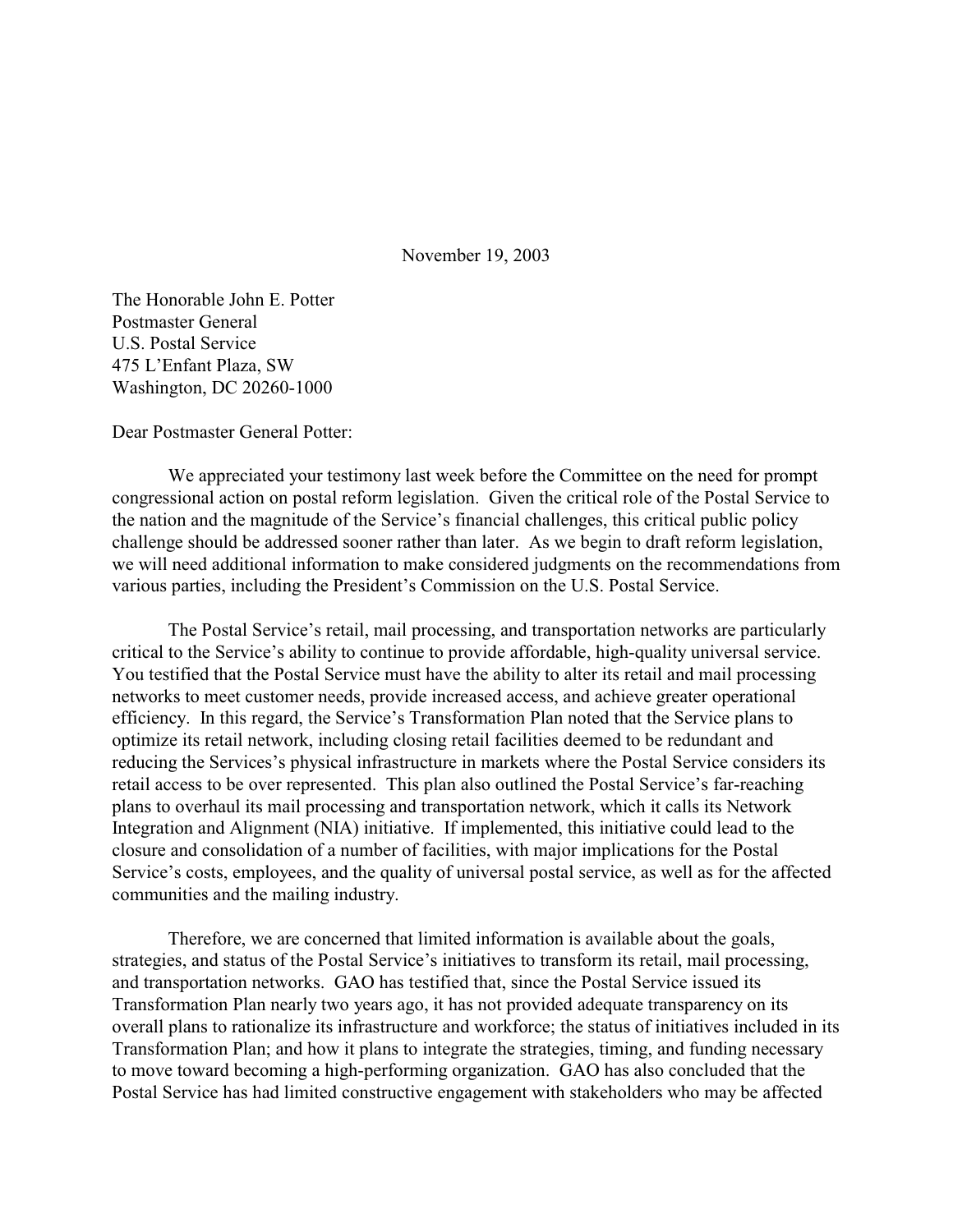November 19, 2003

The Honorable John E. Potter
Postmaster General
U.S. Postal Service
475 L'Enfant Plaza, SW
Washington, DC 20260-1000

Dear Postmaster General Potter:

We appreciated your testimony last week before the Committee on the need for prompt congressional action on postal reform legislation. Given the critical role of the Postal Service to the nation and the magnitude of the Service's financial challenges, this critical public policy challenge should be addressed sooner rather than later. As we begin to draft reform legislation, we will need additional information to make considered judgments on the recommendations from various parties, including the President's Commission on the U.S. Postal Service.

The Postal Service's retail, mail processing, and transportation networks are particularly critical to the Service's ability to continue to provide affordable, high-quality universal service. You testified that the Postal Service must have the ability to alter its retail and mail processing networks to meet customer needs, provide increased access, and achieve greater operational efficiency. In this regard, the Service's Transformation Plan noted that the Service plans to optimize its retail network, including closing retail facilities deemed to be redundant and reducing the Services's physical infrastructure in markets where the Postal Service considers its retail access to be over represented. This plan also outlined the Postal Service's far-reaching plans to overhaul its mail processing and transportation network, which it calls its Network Integration and Alignment (NIA) initiative. If implemented, this initiative could lead to the closure and consolidation of a number of facilities, with major implications for the Postal Service's costs, employees, and the quality of universal postal service, as well as for the affected communities and the mailing industry.

Therefore, we are concerned that limited information is available about the goals, strategies, and status of the Postal Service's initiatives to transform its retail, mail processing, and transportation networks. GAO has testified that, since the Postal Service issued its Transformation Plan nearly two years ago, it has not provided adequate transparency on its overall plans to rationalize its infrastructure and workforce; the status of initiatives included in its Transformation Plan; and how it plans to integrate the strategies, timing, and funding necessary to move toward becoming a high-performing organization. GAO has also concluded that the Postal Service has had limited constructive engagement with stakeholders who may be affected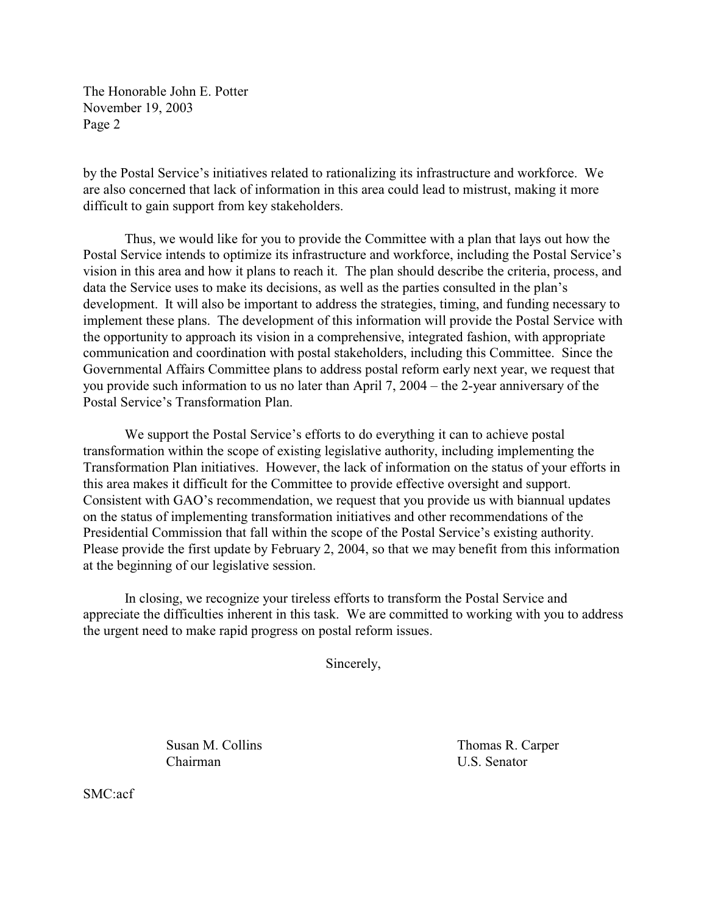by the Postal Service's initiatives related to rationalizing its infrastructure and workforce. We are also concerned that lack of information in this area could lead to mistrust, making it more difficult to gain support from key stakeholders.

Thus, we would like for you to provide the Committee with a plan that lays out how the Postal Service intends to optimize its infrastructure and workforce, including the Postal Service's vision in this area and how it plans to reach it. The plan should describe the criteria, process, and data the Service uses to make its decisions, as well as the parties consulted in the plan's development. It will also be important to address the strategies, timing, and funding necessary to implement these plans. The development of this information will provide the Postal Service with the opportunity to approach its vision in a comprehensive, integrated fashion, with appropriate communication and coordination with postal stakeholders, including this Committee. Since the Governmental Affairs Committee plans to address postal reform early next year, we request that you provide such information to us no later than April 7, 2004 – the 2-year anniversary of the Postal Service's Transformation Plan.

We support the Postal Service's efforts to do everything it can to achieve postal transformation within the scope of existing legislative authority, including implementing the Transformation Plan initiatives. However, the lack of information on the status of your efforts in this area makes it difficult for the Committee to provide effective oversight and support. Consistent with GAO's recommendation, we request that you provide us with biannual updates on the status of implementing transformation initiatives and other recommendations of the Presidential Commission that fall within the scope of the Postal Service's existing authority. Please provide the first update by February 2, 2004, so that we may benefit from this information at the beginning of our legislative session.

In closing, we recognize your tireless efforts to transform the Postal Service and appreciate the difficulties inherent in this task. We are committed to working with you to address the urgent need to make rapid progress on postal reform issues.

Sincerely,

Susan M. Collins
Chairman

Thomas R. Carper
U.S. Senator

SMC:acf